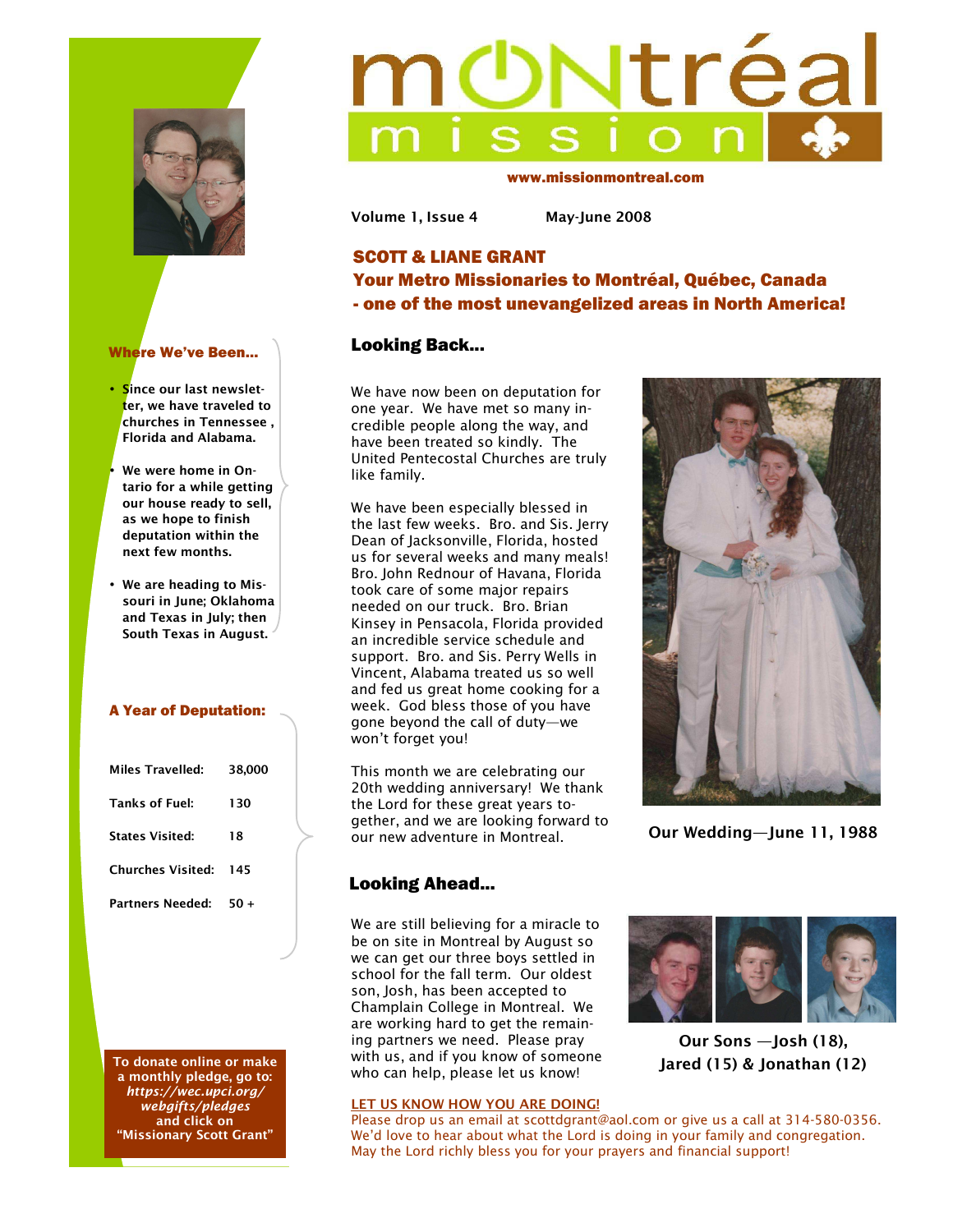# montréal mission

www.missionmontreal.com

Volume 1, Issue 4 May-June 2008

## SCOTT & LIANE GRANT
## Your Metro Missionaries to Montréal, Québec, Canada - one of the most unevangelized areas in North America!

### Where We've Been...

- Since our last newsletter, we have traveled to churches in Tennessee , Florida and Alabama.
- We were home in Ontario for a while getting our house ready to sell, as we hope to finish deputation within the next few months.
- We are heading to Missouri in June; Oklahoma and Texas in July; then South Texas in August.

### A Year of Deputation:

| | |
|---|---|
| Miles Travelled: | 38,000 |
| Tanks of Fuel: | 130 |
| States Visited: | 18 |
| Churches Visited: | 145 |
| Partners Needed: | 50 + |

**To donate online or make a monthly pledge, go to: *https://wec.upci.org/webgifts/pledges* and click on "Missionary Scott Grant"**

### Looking Back...

We have now been on deputation for one year. We have met so many incredible people along the way, and have been treated so kindly. The United Pentecostal Churches are truly like family.

We have been especially blessed in the last few weeks. Bro. and Sis. Jerry Dean of Jacksonville, Florida, hosted us for several weeks and many meals! Bro. John Rednour of Havana, Florida took care of some major repairs needed on our truck. Bro. Brian Kinsey in Pensacola, Florida provided an incredible service schedule and support. Bro. and Sis. Perry Wells in Vincent, Alabama treated us so well and fed us great home cooking for a week. God bless those of you have gone beyond the call of duty—we won't forget you!

This month we are celebrating our 20th wedding anniversary! We thank the Lord for these great years together, and we are looking forward to our new adventure in Montreal.

Our Wedding—June 11, 1988

### Looking Ahead...

We are still believing for a miracle to be on site in Montreal by August so we can get our three boys settled in school for the fall term. Our oldest son, Josh, has been accepted to Champlain College in Montreal. We are working hard to get the remaining partners we need. Please pray with us, and if you know of someone who can help, please let us know!

Our Sons —Josh (18), Jared (15) & Jonathan (12)

**LET US KNOW HOW YOU ARE DOING!**

Please drop us an email at scottdgrant@aol.com or give us a call at 314-580-0356. We'd love to hear about what the Lord is doing in your family and congregation. May the Lord richly bless you for your prayers and financial support!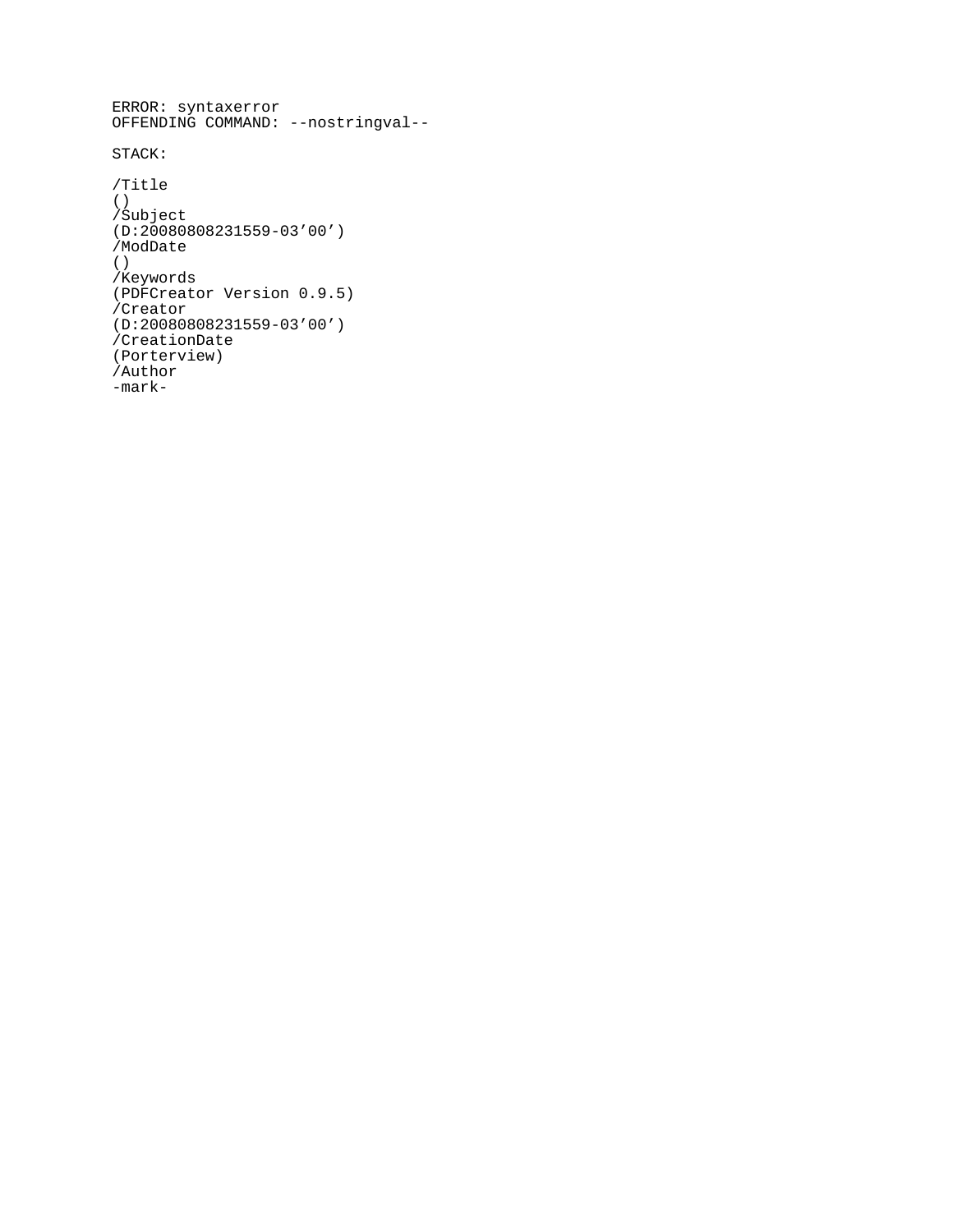ERROR: syntaxerror
OFFENDING COMMAND: --nostringval--

STACK:

/Title
()
/Subject
(D:20080808231559-03’00’)
/ModDate
()
/Keywords
(PDFCreator Version 0.9.5)
/Creator
(D:20080808231559-03’00’)
/CreationDate
(Porterview)
/Author
-mark-